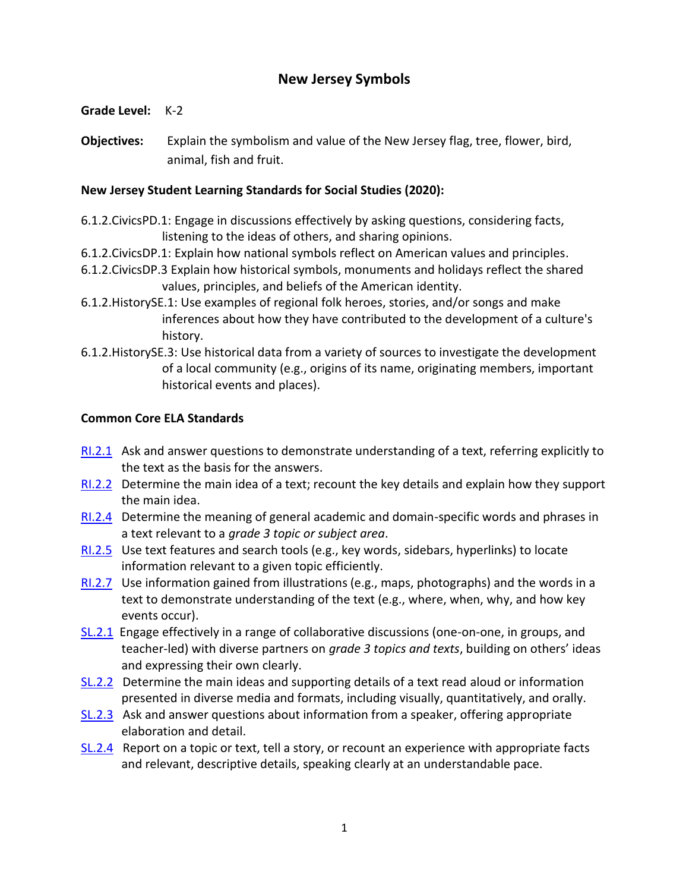# New Jersey Symbols

**Grade Level:** K-2

**Objectives:** Explain the symbolism and value of the New Jersey flag, tree, flower, bird, animal, fish and fruit.

**New Jersey Student Learning Standards for Social Studies (2020):**

6.1.2.CivicsPD.1: Engage in discussions effectively by asking questions, considering facts, listening to the ideas of others, and sharing opinions.
6.1.2.CivicsDP.1: Explain how national symbols reflect on American values and principles.
6.1.2.CivicsDP.3 Explain how historical symbols, monuments and holidays reflect the shared values, principles, and beliefs of the American identity.
6.1.2.HistorySE.1: Use examples of regional folk heroes, stories, and/or songs and make inferences about how they have contributed to the development of a culture's history.
6.1.2.HistorySE.3: Use historical data from a variety of sources to investigate the development of a local community (e.g., origins of its name, originating members, important historical events and places).

**Common Core ELA Standards**

RI.2.1 Ask and answer questions to demonstrate understanding of a text, referring explicitly to the text as the basis for the answers.
RI.2.2 Determine the main idea of a text; recount the key details and explain how they support the main idea.
RI.2.4 Determine the meaning of general academic and domain-specific words and phrases in a text relevant to a *grade 3 topic or subject area*.
RI.2.5 Use text features and search tools (e.g., key words, sidebars, hyperlinks) to locate information relevant to a given topic efficiently.
RI.2.7 Use information gained from illustrations (e.g., maps, photographs) and the words in a text to demonstrate understanding of the text (e.g., where, when, why, and how key events occur).
SL.2.1 Engage effectively in a range of collaborative discussions (one-on-one, in groups, and teacher-led) with diverse partners on *grade 3 topics and texts*, building on others' ideas and expressing their own clearly.
SL.2.2 Determine the main ideas and supporting details of a text read aloud or information presented in diverse media and formats, including visually, quantitatively, and orally.
SL.2.3 Ask and answer questions about information from a speaker, offering appropriate elaboration and detail.
SL.2.4 Report on a topic or text, tell a story, or recount an experience with appropriate facts and relevant, descriptive details, speaking clearly at an understandable pace.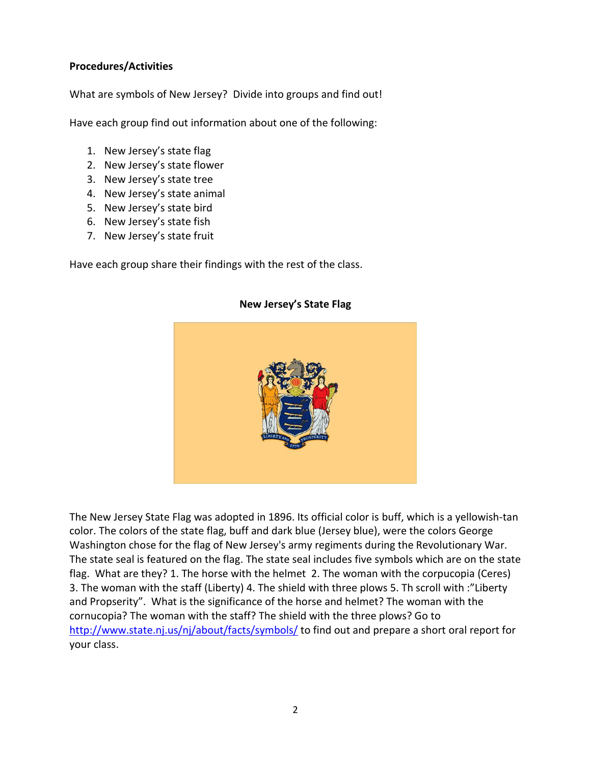**Procedures/Activities**

What are symbols of New Jersey? Divide into groups and find out!

Have each group find out information about one of the following:

1. New Jersey's state flag
2. New Jersey's state flower
3. New Jersey's state tree
4. New Jersey's state animal
5. New Jersey's state bird
6. New Jersey's state fish
7. New Jersey's state fruit

Have each group share their findings with the rest of the class.

**New Jersey's State Flag**

The New Jersey State Flag was adopted in 1896. Its official color is buff, which is a yellowish-tan color. The colors of the state flag, buff and dark blue (Jersey blue), were the colors George Washington chose for the flag of New Jersey's army regiments during the Revolutionary War. The state seal is featured on the flag. The state seal includes five symbols which are on the state flag. What are they? 1. The horse with the helmet 2. The woman with the corpucopia (Ceres) 3. The woman with the staff (Liberty) 4. The shield with three plows 5. Th scroll with :"Liberty and Propserity". What is the significance of the horse and helmet? The woman with the cornucopia? The woman with the staff? The shield with the three plows? Go to http://www.state.nj.us/nj/about/facts/symbols/ to find out and prepare a short oral report for your class.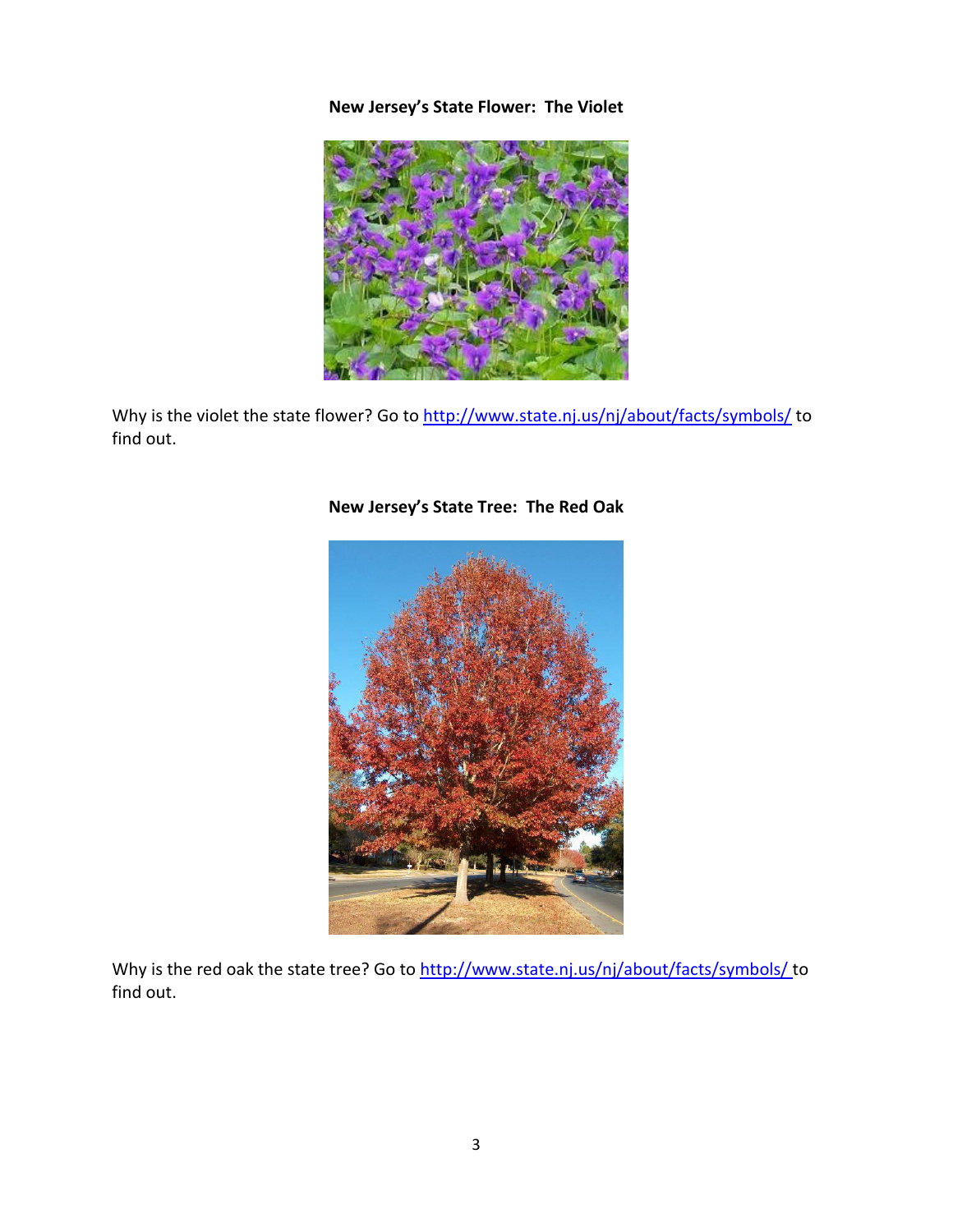**New Jersey's State Flower: The Violet**

Why is the violet the state flower? Go to http://www.state.nj.us/nj/about/facts/symbols/ to find out.

**New Jersey's State Tree: The Red Oak**

Why is the red oak the state tree? Go to http://www.state.nj.us/nj/about/facts/symbols/ to find out.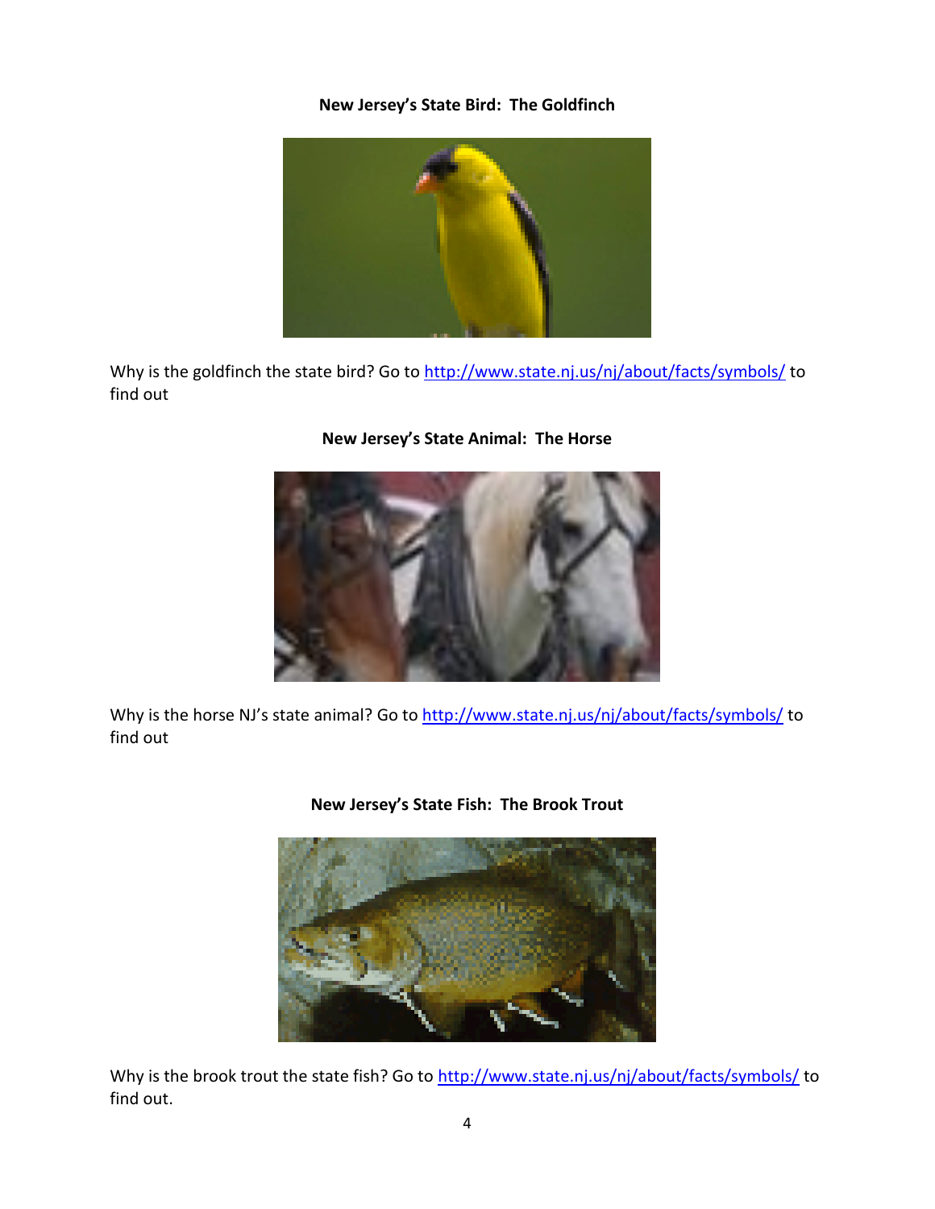**New Jersey's State Bird: The Goldfinch**

Why is the goldfinch the state bird? Go to [http://www.state.nj.us/nj/about/facts/symbols/](http://www.state.nj.us/nj/about/facts/symbols/) to find out

**New Jersey's State Animal: The Horse**

Why is the horse NJ's state animal? Go to [http://www.state.nj.us/nj/about/facts/symbols/](http://www.state.nj.us/nj/about/facts/symbols/) to find out

**New Jersey's State Fish: The Brook Trout**

Why is the brook trout the state fish? Go to [http://www.state.nj.us/nj/about/facts/symbols/](http://www.state.nj.us/nj/about/facts/symbols/) to find out.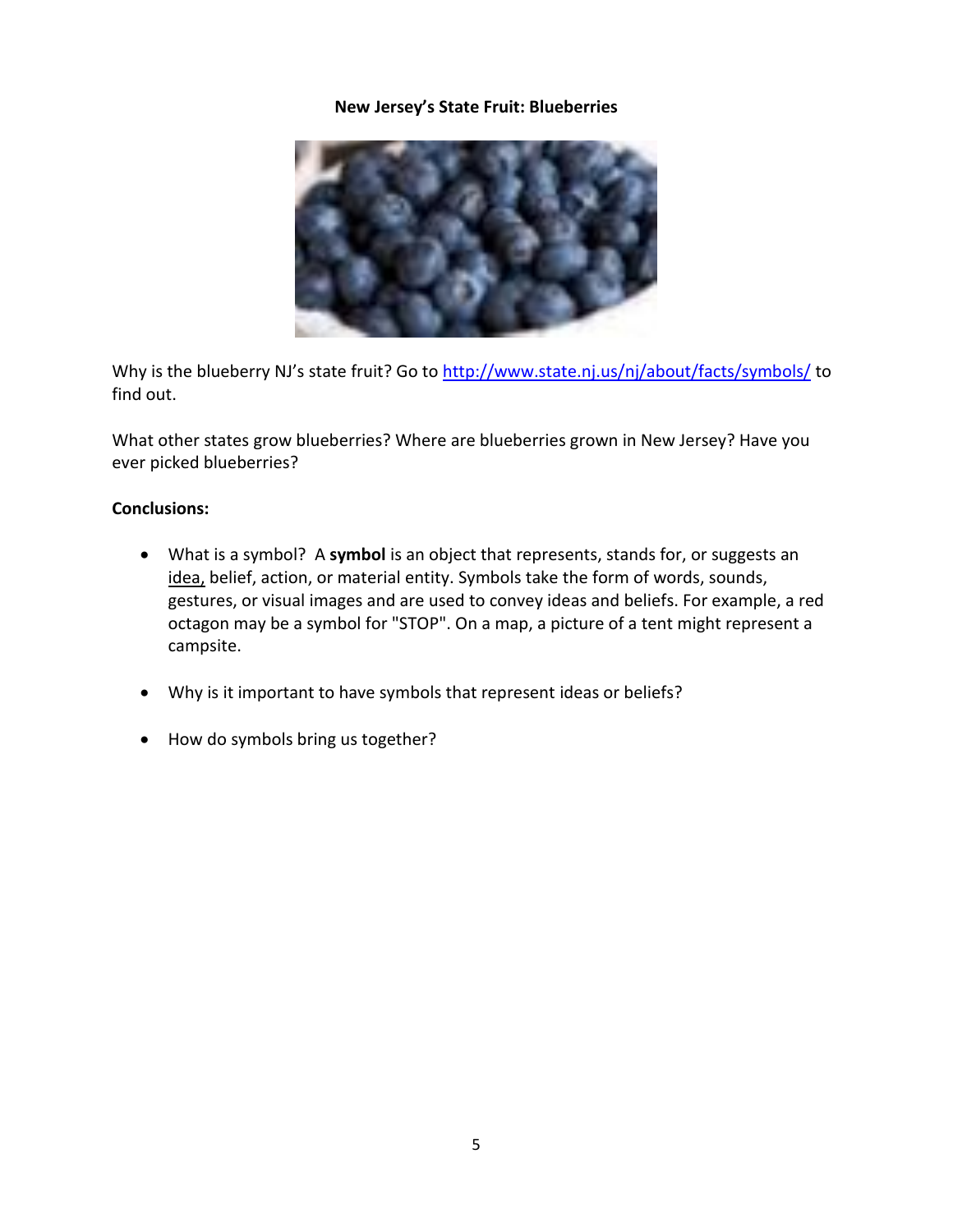**New Jersey's State Fruit: Blueberries**

Why is the blueberry NJ's state fruit? Go to http://www.state.nj.us/nj/about/facts/symbols/ to find out.

What other states grow blueberries? Where are blueberries grown in New Jersey? Have you ever picked blueberries?

**Conclusions:**

- What is a symbol? A **symbol** is an object that represents, stands for, or suggests an idea, belief, action, or material entity. Symbols take the form of words, sounds, gestures, or visual images and are used to convey ideas and beliefs. For example, a red octagon may be a symbol for "STOP". On a map, a picture of a tent might represent a campsite.

- Why is it important to have symbols that represent ideas or beliefs?

- How do symbols bring us together?